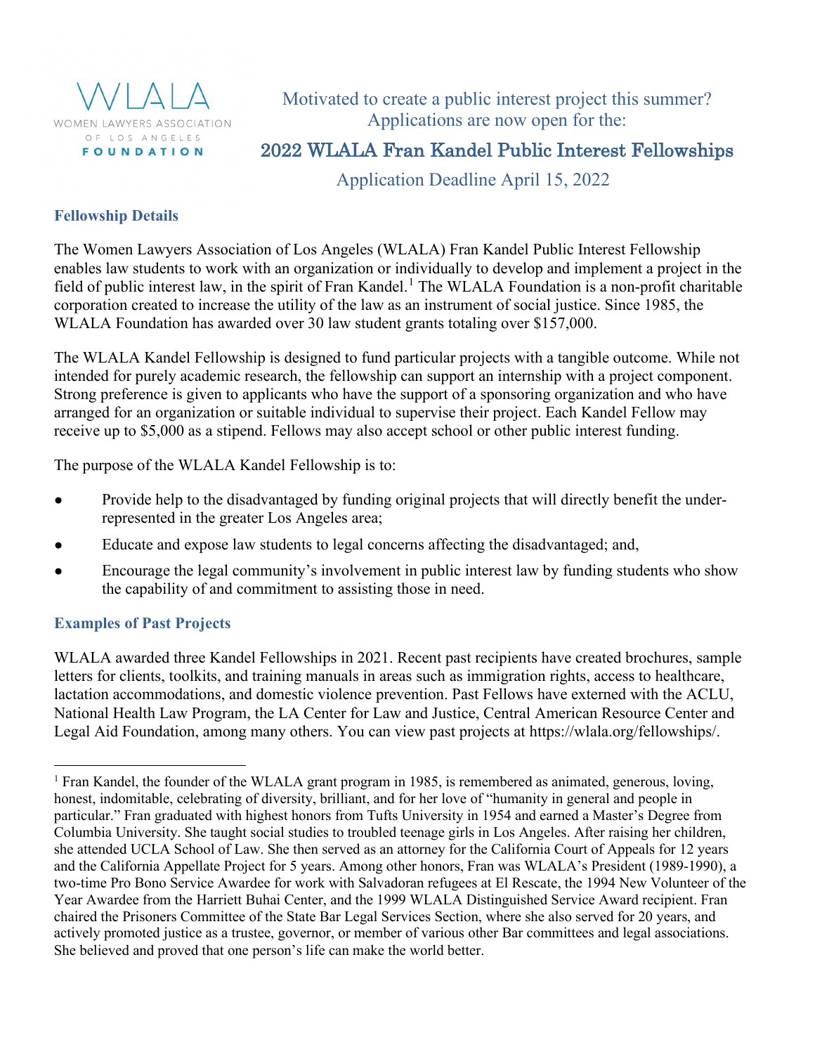WLALA
WOMEN LAWYERS ASSOCIATION OF LOS ANGELES FOUNDATION

Motivated to create a public interest project this summer?
Applications are now open for the:

# 2022 WLALA Fran Kandel Public Interest Fellowships

Application Deadline April 15, 2022

## Fellowship Details

The Women Lawyers Association of Los Angeles (WLALA) Fran Kandel Public Interest Fellowship enables law students to work with an organization or individually to develop and implement a project in the field of public interest law, in the spirit of Fran Kandel.[1] The WLALA Foundation is a non-profit charitable corporation created to increase the utility of the law as an instrument of social justice. Since 1985, the WLALA Foundation has awarded over 30 law student grants totaling over $157,000.

The WLALA Kandel Fellowship is designed to fund particular projects with a tangible outcome. While not intended for purely academic research, the fellowship can support an internship with a project component. Strong preference is given to applicants who have the support of a sponsoring organization and who have arranged for an organization or suitable individual to supervise their project. Each Kandel Fellow may receive up to $5,000 as a stipend. Fellows may also accept school or other public interest funding.

The purpose of the WLALA Kandel Fellowship is to:

- Provide help to the disadvantaged by funding original projects that will directly benefit the under-represented in the greater Los Angeles area;
- Educate and expose law students to legal concerns affecting the disadvantaged; and,
- Encourage the legal community's involvement in public interest law by funding students who show the capability of and commitment to assisting those in need.

## Examples of Past Projects

WLALA awarded three Kandel Fellowships in 2021. Recent past recipients have created brochures, sample letters for clients, toolkits, and training manuals in areas such as immigration rights, access to healthcare, lactation accommodations, and domestic violence prevention. Past Fellows have externed with the ACLU, National Health Law Program, the LA Center for Law and Justice, Central American Resource Center and Legal Aid Foundation, among many others. You can view past projects at https://wlala.org/fellowships/.

---

[1] Fran Kandel, the founder of the WLALA grant program in 1985, is remembered as animated, generous, loving, honest, indomitable, celebrating of diversity, brilliant, and for her love of "humanity in general and people in particular." Fran graduated with highest honors from Tufts University in 1954 and earned a Master's Degree from Columbia University. She taught social studies to troubled teenage girls in Los Angeles. After raising her children, she attended UCLA School of Law. She then served as an attorney for the California Court of Appeals for 12 years and the California Appellate Project for 5 years. Among other honors, Fran was WLALA's President (1989-1990), a two-time Pro Bono Service Awardee for work with Salvadoran refugees at El Rescate, the 1994 New Volunteer of the Year Awardee from the Harriett Buhai Center, and the 1999 WLALA Distinguished Service Award recipient. Fran chaired the Prisoners Committee of the State Bar Legal Services Section, where she also served for 20 years, and actively promoted justice as a trustee, governor, or member of various other Bar committees and legal associations. She believed and proved that one person's life can make the world better.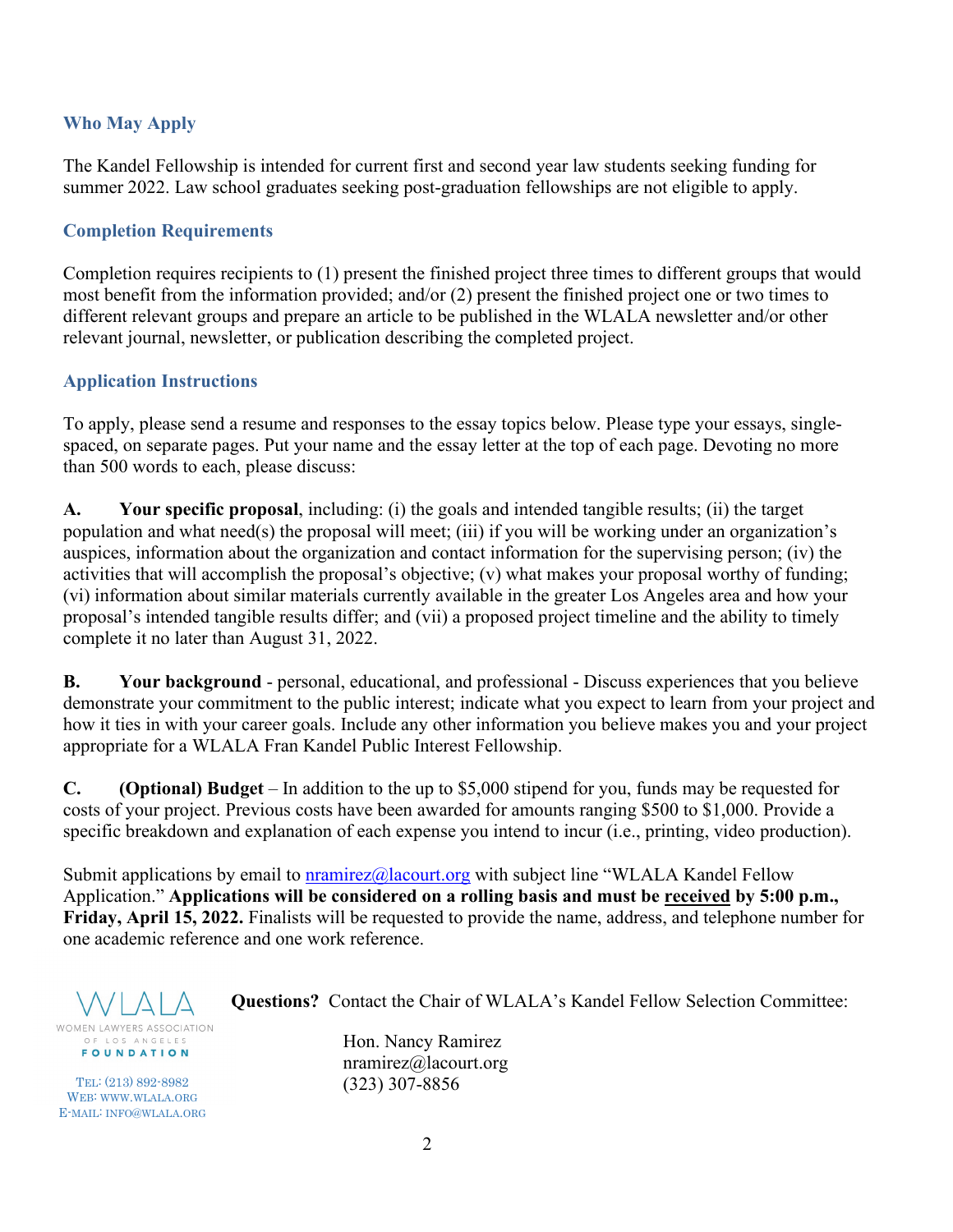## Who May Apply

The Kandel Fellowship is intended for current first and second year law students seeking funding for summer 2022. Law school graduates seeking post-graduation fellowships are not eligible to apply.

## Completion Requirements

Completion requires recipients to (1) present the finished project three times to different groups that would most benefit from the information provided; and/or (2) present the finished project one or two times to different relevant groups and prepare an article to be published in the WLALA newsletter and/or other relevant journal, newsletter, or publication describing the completed project.

## Application Instructions

To apply, please send a resume and responses to the essay topics below. Please type your essays, single-spaced, on separate pages. Put your name and the essay letter at the top of each page. Devoting no more than 500 words to each, please discuss:

**A.** **Your specific proposal**, including: (i) the goals and intended tangible results; (ii) the target population and what need(s) the proposal will meet; (iii) if you will be working under an organization's auspices, information about the organization and contact information for the supervising person; (iv) the activities that will accomplish the proposal's objective; (v) what makes your proposal worthy of funding; (vi) information about similar materials currently available in the greater Los Angeles area and how your proposal's intended tangible results differ; and (vii) a proposed project timeline and the ability to timely complete it no later than August 31, 2022.

**B.** **Your background** - personal, educational, and professional - Discuss experiences that you believe demonstrate your commitment to the public interest; indicate what you expect to learn from your project and how it ties in with your career goals. Include any other information you believe makes you and your project appropriate for a WLALA Fran Kandel Public Interest Fellowship.

**C.** **(Optional) Budget** – In addition to the up to $5,000 stipend for you, funds may be requested for costs of your project. Previous costs have been awarded for amounts ranging $500 to $1,000. Provide a specific breakdown and explanation of each expense you intend to incur (i.e., printing, video production).

Submit applications by email to nramirez@lacourt.org with subject line "WLALA Kandel Fellow Application." **Applications will be considered on a rolling basis and must be received by 5:00 p.m., Friday, April 15, 2022.** Finalists will be requested to provide the name, address, and telephone number for one academic reference and one work reference.

WLALA
WOMEN LAWYERS ASSOCIATION OF LOS ANGELES
FOUNDATION

TEL: (213) 892-8982
WEB: WWW.WLALA.ORG
E-MAIL: INFO@WLALA.ORG

**Questions?** Contact the Chair of WLALA's Kandel Fellow Selection Committee:

Hon. Nancy Ramirez
nramirez@lacourt.org
(323) 307-8856